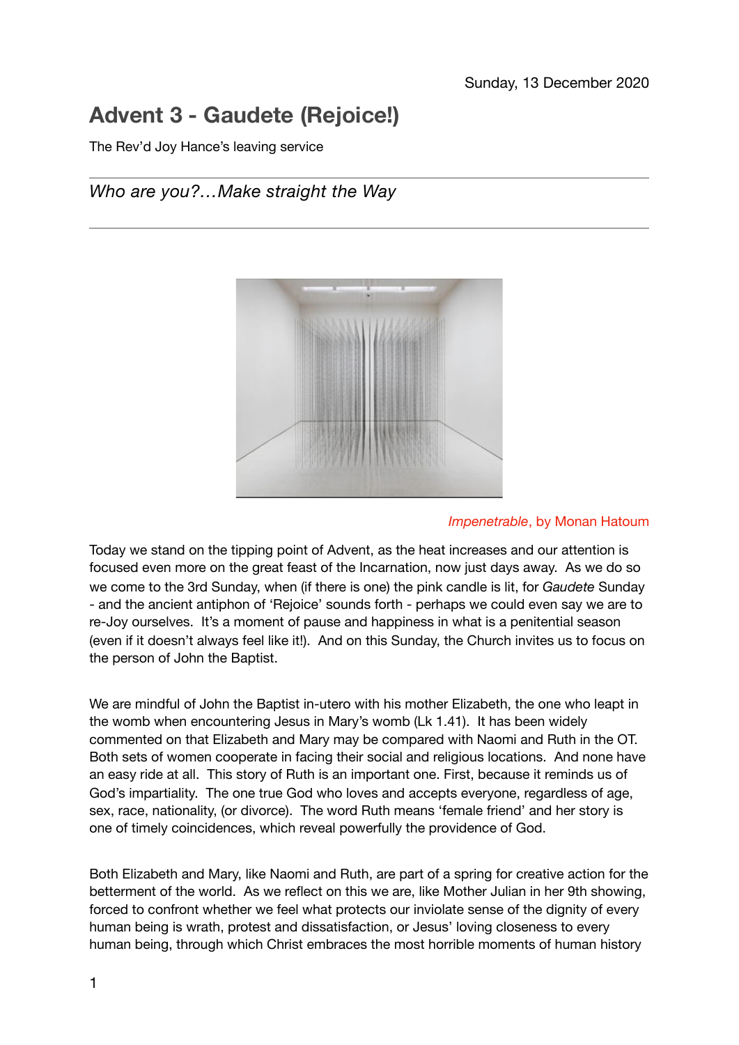Sunday, 13 December 2020

# Advent 3 - Gaudete (Rejoice!)

The Rev'd Joy Hance's leaving service

---

*Who are you?…Make straight the Way*

---

*Impenetrable*, by Monan Hatoum

Today we stand on the tipping point of Advent, as the heat increases and our attention is focused even more on the great feast of the Incarnation, now just days away. As we do so we come to the 3rd Sunday, when (if there is one) the pink candle is lit, for *Gaudete* Sunday - and the ancient antiphon of 'Rejoice' sounds forth - perhaps we could even say we are to re-Joy ourselves. It's a moment of pause and happiness in what is a penitential season (even if it doesn't always feel like it!). And on this Sunday, the Church invites us to focus on the person of John the Baptist.

We are mindful of John the Baptist in-utero with his mother Elizabeth, the one who leapt in the womb when encountering Jesus in Mary's womb (Lk 1.41). It has been widely commented on that Elizabeth and Mary may be compared with Naomi and Ruth in the OT. Both sets of women cooperate in facing their social and religious locations. And none have an easy ride at all. This story of Ruth is an important one. First, because it reminds us of God's impartiality. The one true God who loves and accepts everyone, regardless of age, sex, race, nationality, (or divorce). The word Ruth means 'female friend' and her story is one of timely coincidences, which reveal powerfully the providence of God.

Both Elizabeth and Mary, like Naomi and Ruth, are part of a spring for creative action for the betterment of the world. As we reflect on this we are, like Mother Julian in her 9th showing, forced to confront whether we feel what protects our inviolate sense of the dignity of every human being is wrath, protest and dissatisfaction, or Jesus' loving closeness to every human being, through which Christ embraces the most horrible moments of human history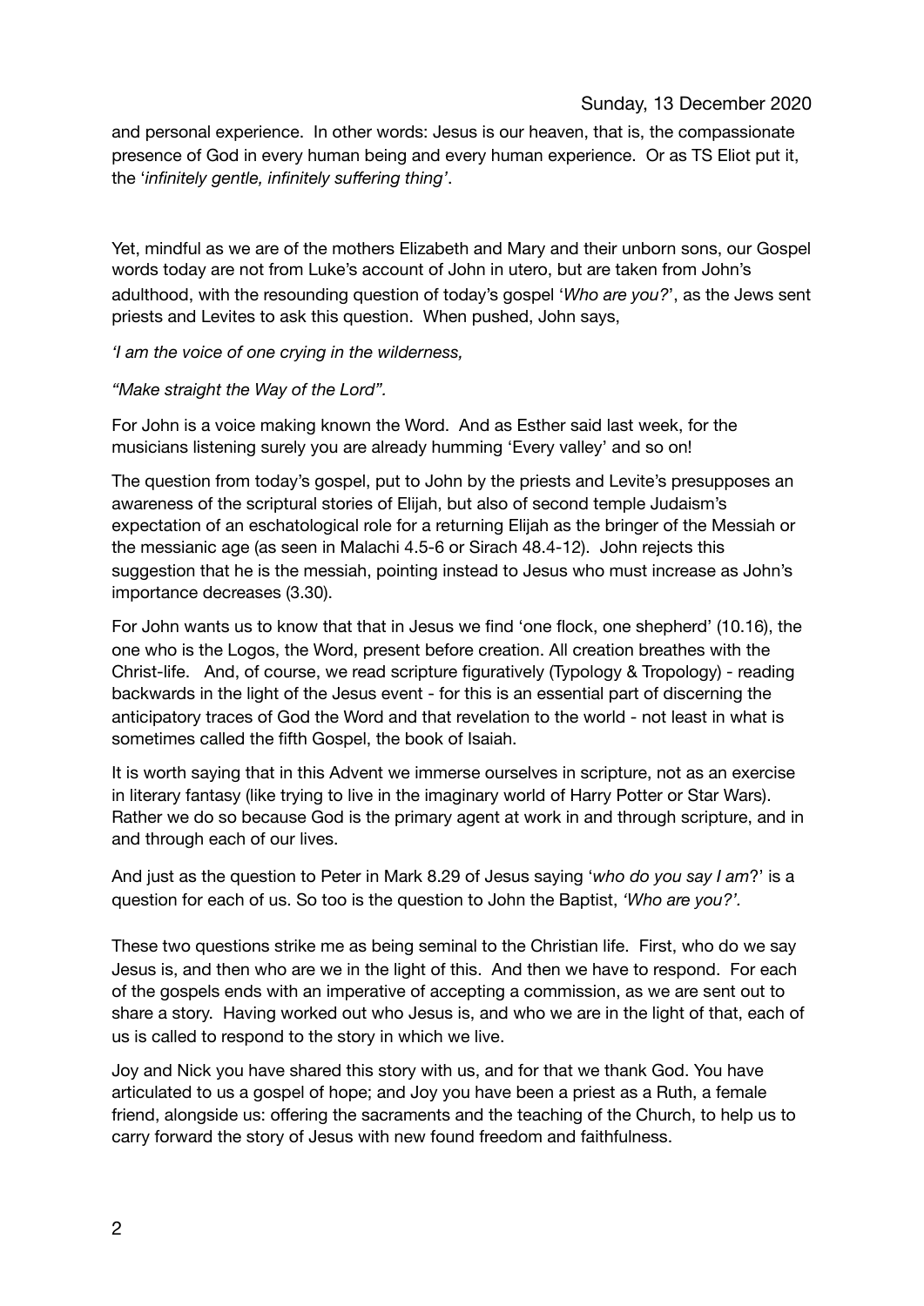and personal experience. In other words: Jesus is our heaven, that is, the compassionate presence of God in every human being and every human experience. Or as TS Eliot put it, the '*infinitely gentle, infinitely suffering thing'*.

Yet, mindful as we are of the mothers Elizabeth and Mary and their unborn sons, our Gospel words today are not from Luke's account of John in utero, but are taken from John's adulthood, with the resounding question of today's gospel '*Who are you?*', as the Jews sent priests and Levites to ask this question. When pushed, John says,

*'I am the voice of one crying in the wilderness,*

*"Make straight the Way of the Lord".*

For John is a voice making known the Word. And as Esther said last week, for the musicians listening surely you are already humming 'Every valley' and so on!

The question from today's gospel, put to John by the priests and Levite's presupposes an awareness of the scriptural stories of Elijah, but also of second temple Judaism's expectation of an eschatological role for a returning Elijah as the bringer of the Messiah or the messianic age (as seen in Malachi 4.5-6 or Sirach 48.4-12). John rejects this suggestion that he is the messiah, pointing instead to Jesus who must increase as John's importance decreases (3.30).

For John wants us to know that that in Jesus we find 'one flock, one shepherd' (10.16), the one who is the Logos, the Word, present before creation. All creation breathes with the Christ-life. And, of course, we read scripture figuratively (Typology & Tropology) - reading backwards in the light of the Jesus event - for this is an essential part of discerning the anticipatory traces of God the Word and that revelation to the world - not least in what is sometimes called the fifth Gospel, the book of Isaiah.

It is worth saying that in this Advent we immerse ourselves in scripture, not as an exercise in literary fantasy (like trying to live in the imaginary world of Harry Potter or Star Wars). Rather we do so because God is the primary agent at work in and through scripture, and in and through each of our lives.

And just as the question to Peter in Mark 8.29 of Jesus saying '*who do you say I am*?' is a question for each of us. So too is the question to John the Baptist, *'Who are you?'*.

These two questions strike me as being seminal to the Christian life. First, who do we say Jesus is, and then who are we in the light of this. And then we have to respond. For each of the gospels ends with an imperative of accepting a commission, as we are sent out to share a story. Having worked out who Jesus is, and who we are in the light of that, each of us is called to respond to the story in which we live.

Joy and Nick you have shared this story with us, and for that we thank God. You have articulated to us a gospel of hope; and Joy you have been a priest as a Ruth, a female friend, alongside us: offering the sacraments and the teaching of the Church, to help us to carry forward the story of Jesus with new found freedom and faithfulness.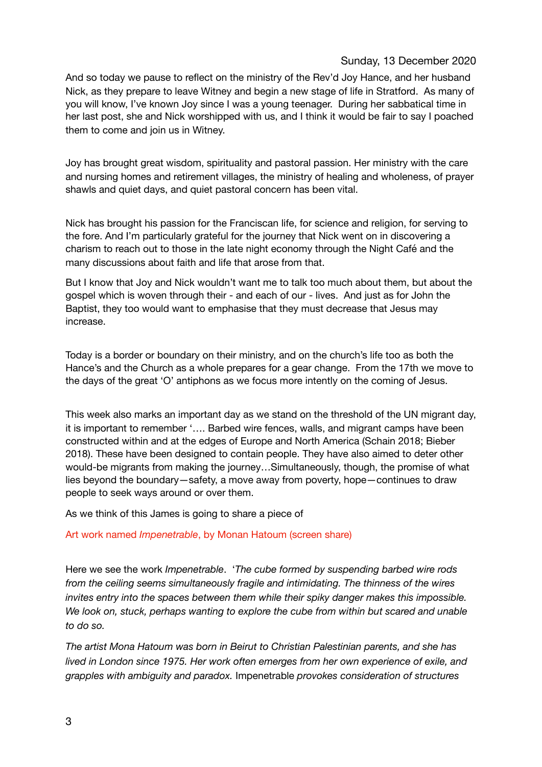Sunday, 13 December 2020

And so today we pause to reflect on the ministry of the Rev'd Joy Hance, and her husband Nick, as they prepare to leave Witney and begin a new stage of life in Stratford. As many of you will know, I've known Joy since I was a young teenager. During her sabbatical time in her last post, she and Nick worshipped with us, and I think it would be fair to say I poached them to come and join us in Witney.

Joy has brought great wisdom, spirituality and pastoral passion. Her ministry with the care and nursing homes and retirement villages, the ministry of healing and wholeness, of prayer shawls and quiet days, and quiet pastoral concern has been vital.

Nick has brought his passion for the Franciscan life, for science and religion, for serving to the fore. And I'm particularly grateful for the journey that Nick went on in discovering a charism to reach out to those in the late night economy through the Night Café and the many discussions about faith and life that arose from that.

But I know that Joy and Nick wouldn't want me to talk too much about them, but about the gospel which is woven through their - and each of our - lives. And just as for John the Baptist, they too would want to emphasise that they must decrease that Jesus may increase.

Today is a border or boundary on their ministry, and on the church's life too as both the Hance's and the Church as a whole prepares for a gear change. From the 17th we move to the days of the great 'O' antiphons as we focus more intently on the coming of Jesus.

This week also marks an important day as we stand on the threshold of the UN migrant day, it is important to remember '…. Barbed wire fences, walls, and migrant camps have been constructed within and at the edges of Europe and North America (Schain 2018; Bieber 2018). These have been designed to contain people. They have also aimed to deter other would-be migrants from making the journey…Simultaneously, though, the promise of what lies beyond the boundary—safety, a move away from poverty, hope—continues to draw people to seek ways around or over them.

As we think of this James is going to share a piece of

Art work named *Impenetrable*, by Monan Hatoum (screen share)

Here we see the work *Impenetrable*. '*The cube formed by suspending barbed wire rods from the ceiling seems simultaneously fragile and intimidating. The thinness of the wires invites entry into the spaces between them while their spiky danger makes this impossible. We look on, stuck, perhaps wanting to explore the cube from within but scared and unable to do so.*

*The artist Mona Hatoum was born in Beirut to Christian Palestinian parents, and she has lived in London since 1975. Her work often emerges from her own experience of exile, and grapples with ambiguity and paradox.* Impenetrable *provokes consideration of structures*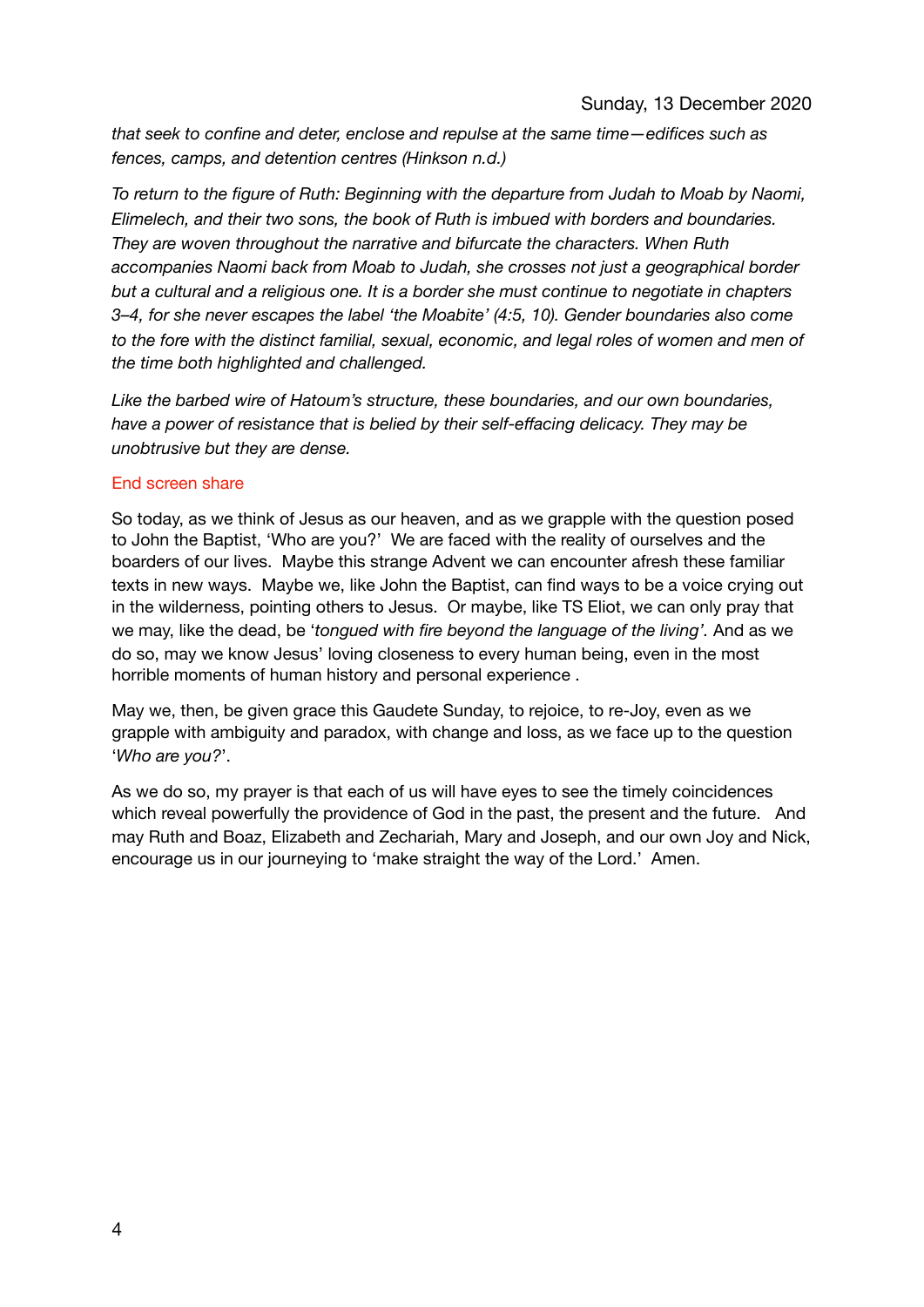Sunday, 13 December 2020

*that seek to confine and deter, enclose and repulse at the same time—edifices such as fences, camps, and detention centres (Hinkson n.d.)*

*To return to the figure of Ruth: Beginning with the departure from Judah to Moab by Naomi, Elimelech, and their two sons, the book of Ruth is imbued with borders and boundaries. They are woven throughout the narrative and bifurcate the characters. When Ruth accompanies Naomi back from Moab to Judah, she crosses not just a geographical border but a cultural and a religious one. It is a border she must continue to negotiate in chapters 3–4, for she never escapes the label 'the Moabite' (4:5, 10). Gender boundaries also come to the fore with the distinct familial, sexual, economic, and legal roles of women and men of the time both highlighted and challenged.*

*Like the barbed wire of Hatoum's structure, these boundaries, and our own boundaries, have a power of resistance that is belied by their self-effacing delicacy. They may be unobtrusive but they are dense.*

End screen share

So today, as we think of Jesus as our heaven, and as we grapple with the question posed to John the Baptist, 'Who are you?' We are faced with the reality of ourselves and the boarders of our lives. Maybe this strange Advent we can encounter afresh these familiar texts in new ways. Maybe we, like John the Baptist, can find ways to be a voice crying out in the wilderness, pointing others to Jesus. Or maybe, like TS Eliot, we can only pray that we may, like the dead, be '*tongued with fire beyond the language of the living'*. And as we do so, may we know Jesus' loving closeness to every human being, even in the most horrible moments of human history and personal experience .

May we, then, be given grace this Gaudete Sunday, to rejoice, to re-Joy, even as we grapple with ambiguity and paradox, with change and loss, as we face up to the question '*Who are you?*'.

As we do so, my prayer is that each of us will have eyes to see the timely coincidences which reveal powerfully the providence of God in the past, the present and the future. And may Ruth and Boaz, Elizabeth and Zechariah, Mary and Joseph, and our own Joy and Nick, encourage us in our journeying to 'make straight the way of the Lord.' Amen.